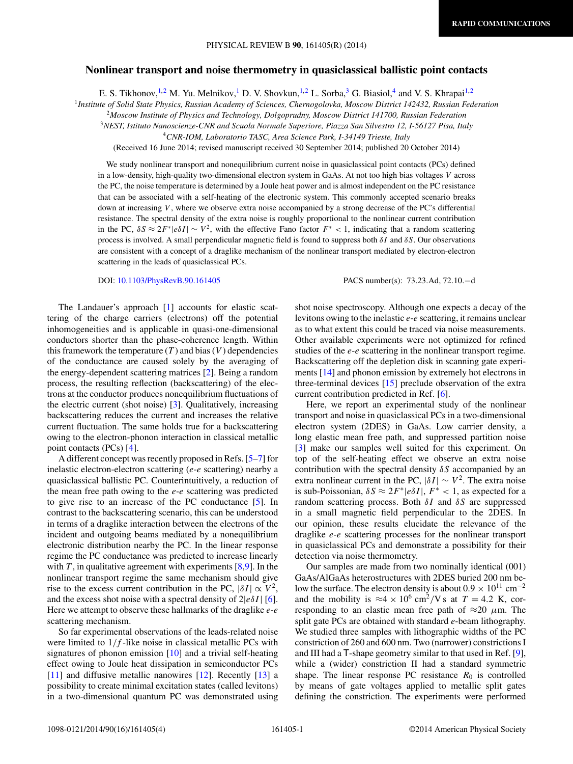RAPID COMMUNICATIONS

# Nonlinear transport and noise thermometry in quasiclassical ballistic point contacts

E. S. Tikhonov,[1,2] M. Yu. Melnikov,[1] D. V. Shovkun,[1,2] L. Sorba,[3] G. Biasiol,[4] and V. S. Khrapai[1,2]

[1]*Institute of Solid State Physics, Russian Academy of Sciences, Chernogolovka, Moscow District 142432, Russian Federation*
[2]*Moscow Institute of Physics and Technology, Dolgoprudny, Moscow District 141700, Russian Federation*
[3]*NEST, Istituto Nanoscienze-CNR and Scuola Normale Superiore, Piazza San Silvestro 12, I-56127 Pisa, Italy*
[4]*CNR-IOM, Laboratorio TASC, Area Science Park, I-34149 Trieste, Italy*

(Received 16 June 2014; revised manuscript received 30 September 2014; published 20 October 2014)

We study nonlinear transport and nonequilibrium current noise in quasiclassical point contacts (PCs) defined in a low-density, high-quality two-dimensional electron system in GaAs. At not too high bias voltages $V$ across the PC, the noise temperature is determined by a Joule heat power and is almost independent on the PC resistance that can be associated with a self-heating of the electronic system. This commonly accepted scenario breaks down at increasing $V$, where we observe extra noise accompanied by a strong decrease of the PC's differential resistance. The spectral density of the extra noise is roughly proportional to the nonlinear current contribution in the PC, $\delta S \approx 2F^*|e\delta I| \sim V^2$, with the effective Fano factor $F^* < 1$, indicating that a random scattering process is involved. A small perpendicular magnetic field is found to suppress both $\delta I$ and $\delta S$. Our observations are consistent with a concept of a draglike mechanism of the nonlinear transport mediated by electron-electron scattering in the leads of quasiclassical PCs.

DOI: 10.1103/PhysRevB.90.161405 PACS number(s): 73.23.Ad, 72.10.−d

The Landauer's approach [1] accounts for elastic scattering of the charge carriers (electrons) off the potential inhomogeneities and is applicable in quasi-one-dimensional conductors shorter than the phase-coherence length. Within this framework the temperature ($T$) and bias ($V$) dependencies of the conductance are caused solely by the averaging of the energy-dependent scattering matrices [2]. Being a random process, the resulting reflection (backscattering) of the electrons at the conductor produces nonequilibrium fluctuations of the electric current (shot noise) [3]. Qualitatively, increasing backscattering reduces the current and increases the relative current fluctuation. The same holds true for a backscattering owing to the electron-phonon interaction in classical metallic point contacts (PCs) [4].

A different concept was recently proposed in Refs. [5–7] for inelastic electron-electron scattering (*e-e* scattering) nearby a quasiclassical ballistic PC. Counterintuitively, a reduction of the mean free path owing to the *e-e* scattering was predicted to give rise to an increase of the PC conductance [5]. In contrast to the backscattering scenario, this can be understood in terms of a draglike interaction between the electrons of the incident and outgoing beams mediated by a nonequilibrium electronic distribution nearby the PC. In the linear response regime the PC conductance was predicted to increase linearly with $T$, in qualitative agreement with experiments [8,9]. In the nonlinear transport regime the same mechanism should give rise to the excess current contribution in the PC, $|\delta I| \propto V^2$, and the excess shot noise with a spectral density of $2|e\delta I|$ [6]. Here we attempt to observe these hallmarks of the draglike *e-e* scattering mechanism.

So far experimental observations of the leads-related noise were limited to $1/f$-like noise in classical metallic PCs with signatures of phonon emission [10] and a trivial self-heating effect owing to Joule heat dissipation in semiconductor PCs [11] and diffusive metallic nanowires [12]. Recently [13] a possibility to create minimal excitation states (called levitons) in a two-dimensional quantum PC was demonstrated using shot noise spectroscopy. Although one expects a decay of the levitons owing to the inelastic *e-e* scattering, it remains unclear as to what extent this could be traced via noise measurements. Other available experiments were not optimized for refined studies of the *e-e* scattering in the nonlinear transport regime. Backscattering off the depletion disk in scanning gate experiments [14] and phonon emission by extremely hot electrons in three-terminal devices [15] preclude observation of the extra current contribution predicted in Ref. [6].

Here, we report an experimental study of the nonlinear transport and noise in quasiclassical PCs in a two-dimensional electron system (2DES) in GaAs. Low carrier density, a long elastic mean free path, and suppressed partition noise [3] make our samples well suited for this experiment. On top of the self-heating effect we observe an extra noise contribution with the spectral density $\delta S$ accompanied by an extra nonlinear current in the PC, $|\delta I| \sim V^2$. The extra noise is sub-Poissonian, $\delta S \approx 2F^*|e\delta I|$, $F^* < 1$, as expected for a random scattering process. Both $\delta I$ and $\delta S$ are suppressed in a small magnetic field perpendicular to the 2DES. In our opinion, these results elucidate the relevance of the draglike *e-e* scattering processes for the nonlinear transport in quasiclassical PCs and demonstrate a possibility for their detection via noise thermometry.

Our samples are made from two nominally identical (001) GaAs/AlGaAs heterostructures with 2DES buried 200 nm below the surface. The electron density is about $0.9 \times 10^{11}$ cm$^{-2}$ and the mobility is $\approx 4 \times 10^6$ cm$^2$/V s at $T = 4.2$ K, corresponding to an elastic mean free path of $\approx 20$ $\mu$m. The split gate PCs are obtained with standard *e*-beam lithography. We studied three samples with lithographic widths of the PC constriction of 260 and 600 nm. Two (narrower) constrictions I and III had a T-shape geometry similar to that used in Ref. [9], while a (wider) constriction II had a standard symmetric shape. The linear response PC resistance $R_0$ is controlled by means of gate voltages applied to metallic split gates defining the constriction. The experiments were performed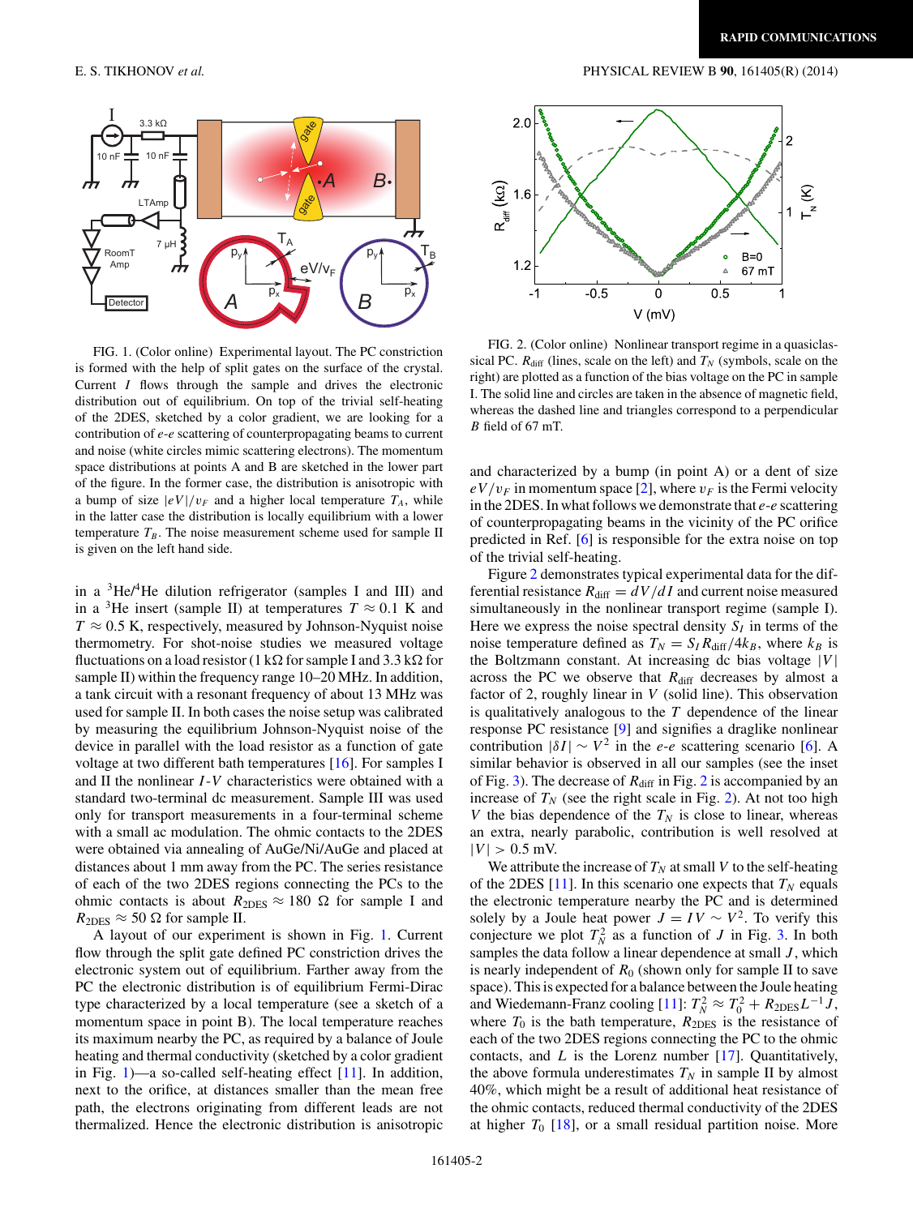FIG. 1. (Color online) Experimental layout. The PC constriction is formed with the help of split gates on the surface of the crystal. Current $I$ flows through the sample and drives the electronic distribution out of equilibrium. On top of the trivial self-heating of the 2DES, sketched by a color gradient, we are looking for a contribution of $e$-$e$ scattering of counterpropagating beams to current and noise (white circles mimic scattering electrons). The momentum space distributions at points A and B are sketched in the lower part of the figure. In the former case, the distribution is anisotropic with a bump of size $|eV|/v_F$ and a higher local temperature $T_A$, while in the latter case the distribution is locally equilibrium with a lower temperature $T_B$. The noise measurement scheme used for sample II is given on the left hand side.

in a $^3$He/$^4$He dilution refrigerator (samples I and III) and in a $^3$He insert (sample II) at temperatures $T \approx 0.1$ K and $T \approx 0.5$ K, respectively, measured by Johnson-Nyquist noise thermometry. For shot-noise studies we measured voltage fluctuations on a load resistor (1 kΩ for sample I and 3.3 kΩ for sample II) within the frequency range 10–20 MHz. In addition, a tank circuit with a resonant frequency of about 13 MHz was used for sample II. In both cases the noise setup was calibrated by measuring the equilibrium Johnson-Nyquist noise of the device in parallel with the load resistor as a function of gate voltage at two different bath temperatures [16]. For samples I and II the nonlinear $I$-$V$ characteristics were obtained with a standard two-terminal dc measurement. Sample III was used only for transport measurements in a four-terminal scheme with a small ac modulation. The ohmic contacts to the 2DES were obtained via annealing of AuGe/Ni/AuGe and placed at distances about 1 mm away from the PC. The series resistance of each of the two 2DES regions connecting the PCs to the ohmic contacts is about $R_{\mathrm{2DES}} \approx 180\ \Omega$ for sample I and $R_{\mathrm{2DES}} \approx 50\ \Omega$ for sample II.

A layout of our experiment is shown in Fig. 1. Current flow through the split gate defined PC constriction drives the electronic system out of equilibrium. Farther away from the PC the electronic distribution is of equilibrium Fermi-Dirac type characterized by a local temperature (see a sketch of a momentum space in point B). The local temperature reaches its maximum nearby the PC, as required by a balance of Joule heating and thermal conductivity (sketched by a color gradient in Fig. 1)—a so-called self-heating effect [11]. In addition, next to the orifice, at distances smaller than the mean free path, the electrons originating from different leads are not thermalized. Hence the electronic distribution is anisotropic

FIG. 2. (Color online) Nonlinear transport regime in a quasiclassical PC. $R_{\mathrm{diff}}$ (lines, scale on the left) and $T_N$ (symbols, scale on the right) are plotted as a function of the bias voltage on the PC in sample I. The solid line and circles are taken in the absence of magnetic field, whereas the dashed line and triangles correspond to a perpendicular $B$ field of 67 mT.

and characterized by a bump (in point A) or a dent of size $eV/v_F$ in momentum space [2], where $v_F$ is the Fermi velocity in the 2DES. In what follows we demonstrate that $e$-$e$ scattering of counterpropagating beams in the vicinity of the PC orifice predicted in Ref. [6] is responsible for the extra noise on top of the trivial self-heating.

Figure 2 demonstrates typical experimental data for the differential resistance $R_{\mathrm{diff}} = dV/dI$ and current noise measured simultaneously in the nonlinear transport regime (sample I). Here we express the noise spectral density $S_I$ in terms of the noise temperature defined as $T_N = S_I R_{\mathrm{diff}}/4k_B$, where $k_B$ is the Boltzmann constant. At increasing dc bias voltage $|V|$ across the PC we observe that $R_{\mathrm{diff}}$ decreases by almost a factor of 2, roughly linear in $V$ (solid line). This observation is qualitatively analogous to the $T$ dependence of the linear response PC resistance [9] and signifies a draglike nonlinear contribution $|\delta I| \sim V^2$ in the $e$-$e$ scattering scenario [6]. A similar behavior is observed in all our samples (see the inset of Fig. 3). The decrease of $R_{\mathrm{diff}}$ in Fig. 2 is accompanied by an increase of $T_N$ (see the right scale in Fig. 2). At not too high $V$ the bias dependence of the $T_N$ is close to linear, whereas an extra, nearly parabolic, contribution is well resolved at $|V| > 0.5$ mV.

We attribute the increase of $T_N$ at small $V$ to the self-heating of the 2DES [11]. In this scenario one expects that $T_N$ equals the electronic temperature nearby the PC and is determined solely by a Joule heat power $J = IV \sim V^2$. To verify this conjecture we plot $T_N^2$ as a function of $J$ in Fig. 3. In both samples the data follow a linear dependence at small $J$, which is nearly independent of $R_0$ (shown only for sample II to save space). This is expected for a balance between the Joule heating and Wiedemann-Franz cooling [11]: $T_N^2 \approx T_0^2 + R_{\mathrm{2DES}}L^{-1}J$, where $T_0$ is the bath temperature, $R_{\mathrm{2DES}}$ is the resistance of each of the two 2DES regions connecting the PC to the ohmic contacts, and $L$ is the Lorenz number [17]. Quantitatively, the above formula underestimates $T_N$ in sample II by almost 40%, which might be a result of additional heat resistance of the ohmic contacts, reduced thermal conductivity of the 2DES at higher $T_0$ [18], or a small residual partition noise. More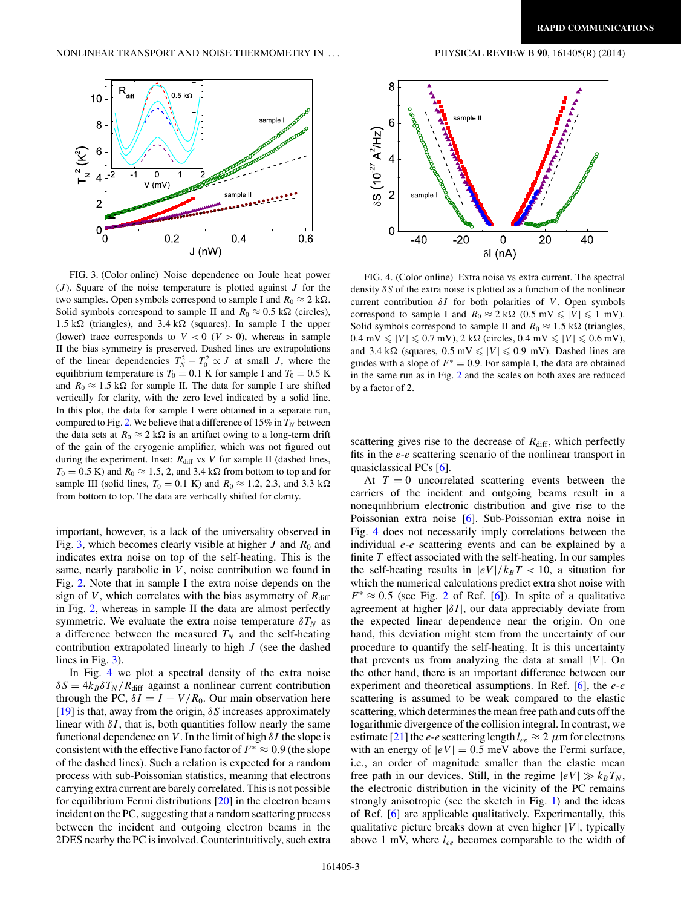FIG. 3. (Color online) Noise dependence on Joule heat power ($J$). Square of the noise temperature is plotted against $J$ for the two samples. Open symbols correspond to sample I and $R_0 \approx 2$ kΩ. Solid symbols correspond to sample II and $R_0 \approx 0.5$ kΩ (circles), 1.5 kΩ (triangles), and 3.4 kΩ (squares). In sample I the upper (lower) trace corresponds to $V < 0$ ($V > 0$), whereas in sample II the bias symmetry is preserved. Dashed lines are extrapolations of the linear dependencies $T_N^2 - T_0^2 \propto J$ at small $J$, where the equilibrium temperature is $T_0 = 0.1$ K for sample I and $T_0 = 0.5$ K and $R_0 \approx 1.5$ kΩ for sample II. The data for sample I are shifted vertically for clarity, with the zero level indicated by a solid line. In this plot, the data for sample I were obtained in a separate run, compared to Fig. 2. We believe that a difference of 15% in $T_N$ between the data sets at $R_0 \approx 2$ kΩ is an artifact owing to a long-term drift of the gain of the cryogenic amplifier, which was not figured out during the experiment. Inset: $R_{\text{diff}}$ vs $V$ for sample II (dashed lines, $T_0 = 0.5$ K) and $R_0 \approx 1.5$, 2, and 3.4 kΩ from bottom to top and for sample III (solid lines, $T_0 = 0.1$ K) and $R_0 \approx 1.2$, 2.3, and 3.3 kΩ from bottom to top. The data are vertically shifted for clarity.

FIG. 4. (Color online) Extra noise vs extra current. The spectral density $\delta S$ of the extra noise is plotted as a function of the nonlinear current contribution $\delta I$ for both polarities of $V$. Open symbols correspond to sample I and $R_0 \approx 2$ kΩ (0.5 mV $\leqslant |V| \leqslant$ 1 mV). Solid symbols correspond to sample II and $R_0 \approx 1.5$ kΩ (triangles, 0.4 mV $\leqslant |V| \leqslant$ 0.7 mV), 2 kΩ (circles, 0.4 mV $\leqslant |V| \leqslant$ 0.6 mV), and 3.4 kΩ (squares, 0.5 mV $\leqslant |V| \leqslant$ 0.9 mV). Dashed lines are guides with a slope of $F^* = 0.9$. For sample I, the data are obtained in the same run as in Fig. 2 and the scales on both axes are reduced by a factor of 2.

important, however, is a lack of the universality observed in Fig. 3, which becomes clearly visible at higher $J$ and $R_0$ and indicates extra noise on top of the self-heating. This is the same, nearly parabolic in $V$, noise contribution we found in Fig. 2. Note that in sample I the extra noise depends on the sign of $V$, which correlates with the bias asymmetry of $R_{\text{diff}}$ in Fig. 2, whereas in sample II the data are almost perfectly symmetric. We evaluate the extra noise temperature $\delta T_N$ as a difference between the measured $T_N$ and the self-heating contribution extrapolated linearly to high $J$ (see the dashed lines in Fig. 3).

In Fig. 4 we plot a spectral density of the extra noise $\delta S = 4k_B\delta T_N/R_{\text{diff}}$ against a nonlinear current contribution through the PC, $\delta I = I - V/R_0$. Our main observation here [19] is that, away from the origin, $\delta S$ increases approximately linear with $\delta I$, that is, both quantities follow nearly the same functional dependence on $V$. In the limit of high $\delta I$ the slope is consistent with the effective Fano factor of $F^* \approx 0.9$ (the slope of the dashed lines). Such a relation is expected for a random process with sub-Poissonian statistics, meaning that electrons carrying extra current are barely correlated. This is not possible for equilibrium Fermi distributions [20] in the electron beams incident on the PC, suggesting that a random scattering process between the incident and outgoing electron beams in the 2DES nearby the PC is involved. Counterintuitively, such extra scattering gives rise to the decrease of $R_{\text{diff}}$, which perfectly fits in the *e-e* scattering scenario of the nonlinear transport in quasiclassical PCs [6].

At $T = 0$ uncorrelated scattering events between the carriers of the incident and outgoing beams result in a nonequilibrium electronic distribution and give rise to the Poissonian extra noise [6]. Sub-Poissonian extra noise in Fig. 4 does not necessarily imply correlations between the individual *e-e* scattering events and can be explained by a finite $T$ effect associated with the self-heating. In our samples the self-heating results in $|eV|/k_BT < 10$, a situation for which the numerical calculations predict extra shot noise with $F^* \approx 0.5$ (see Fig. 2 of Ref. [6]). In spite of a qualitative agreement at higher $|\delta I|$, our data appreciably deviate from the expected linear dependence near the origin. On one hand, this deviation might stem from the uncertainty of our procedure to quantify the self-heating. It is this uncertainty that prevents us from analyzing the data at small $|V|$. On the other hand, there is an important difference between our experiment and theoretical assumptions. In Ref. [6], the *e-e* scattering is assumed to be weak compared to the elastic scattering, which determines the mean free path and cuts off the logarithmic divergence of the collision integral. In contrast, we estimate [21] the *e-e* scattering length $l_{ee} \approx 2$ μm for electrons with an energy of $|eV| = 0.5$ meV above the Fermi surface, i.e., an order of magnitude smaller than the elastic mean free path in our devices. Still, in the regime $|eV| \gg k_BT_N$, the electronic distribution in the vicinity of the PC remains strongly anisotropic (see the sketch in Fig. 1) and the ideas of Ref. [6] are applicable qualitatively. Experimentally, this qualitative picture breaks down at even higher $|V|$, typically above 1 mV, where $l_{ee}$ becomes comparable to the width of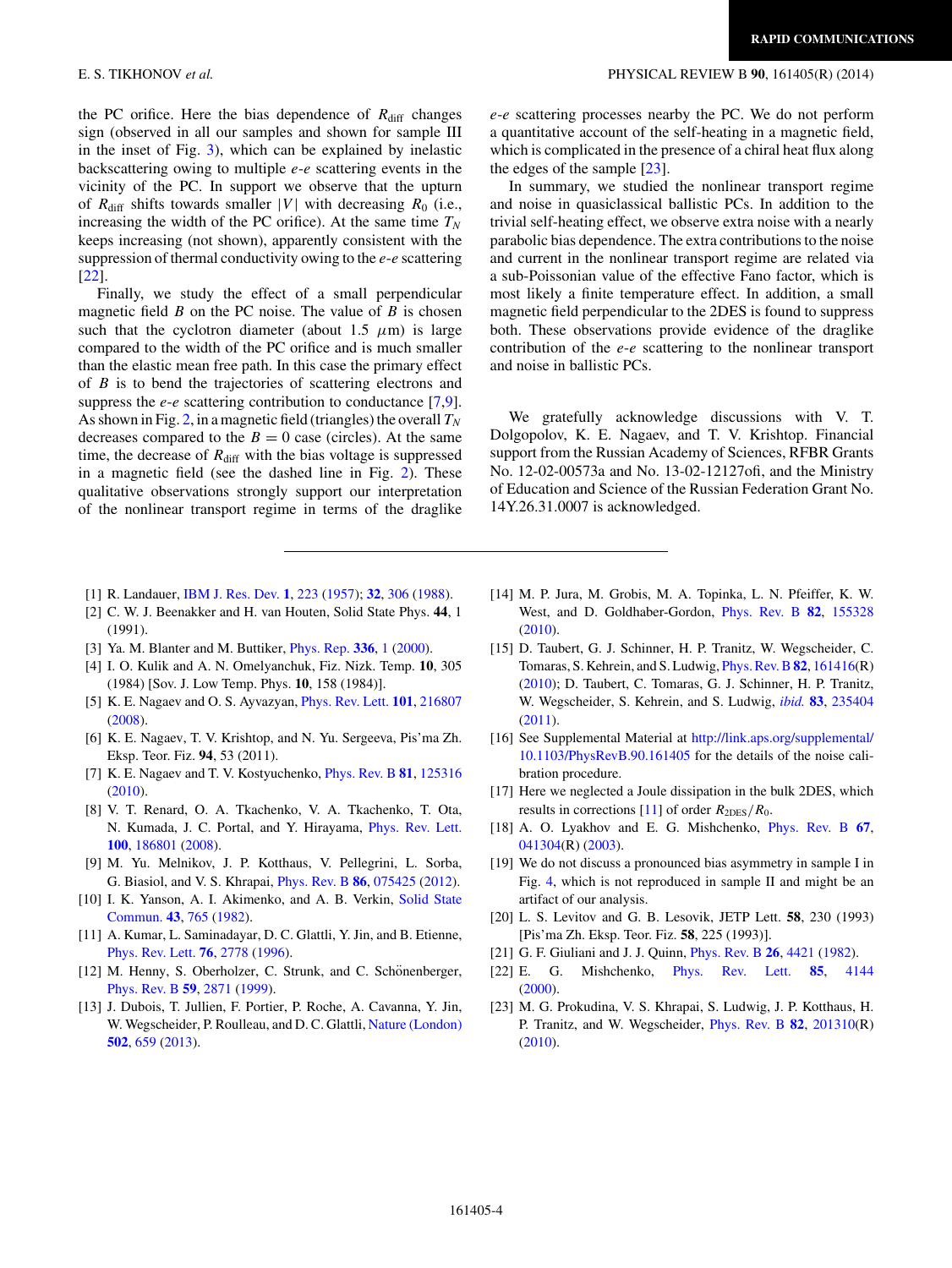the PC orifice. Here the bias dependence of $R_{\rm diff}$ changes sign (observed in all our samples and shown for sample III in the inset of Fig. 3), which can be explained by inelastic backscattering owing to multiple *e*-*e* scattering events in the vicinity of the PC. In support we observe that the upturn of $R_{\rm diff}$ shifts towards smaller $|V|$ with decreasing $R_0$ (i.e., increasing the width of the PC orifice). At the same time $T_N$ keeps increasing (not shown), apparently consistent with the suppression of thermal conductivity owing to the *e*-*e* scattering [22].

Finally, we study the effect of a small perpendicular magnetic field $B$ on the PC noise. The value of $B$ is chosen such that the cyclotron diameter (about 1.5 $\mu$m) is large compared to the width of the PC orifice and is much smaller than the elastic mean free path. In this case the primary effect of $B$ is to bend the trajectories of scattering electrons and suppress the *e*-*e* scattering contribution to conductance [7,9]. As shown in Fig. 2, in a magnetic field (triangles) the overall $T_N$ decreases compared to the $B = 0$ case (circles). At the same time, the decrease of $R_{\rm diff}$ with the bias voltage is suppressed in a magnetic field (see the dashed line in Fig. 2). These qualitative observations strongly support our interpretation of the nonlinear transport regime in terms of the draglike *e*-*e* scattering processes nearby the PC. We do not perform a quantitative account of the self-heating in a magnetic field, which is complicated in the presence of a chiral heat flux along the edges of the sample [23].

In summary, we studied the nonlinear transport regime and noise in quasiclassical ballistic PCs. In addition to the trivial self-heating effect, we observe extra noise with a nearly parabolic bias dependence. The extra contributions to the noise and current in the nonlinear transport regime are related via a sub-Poissonian value of the effective Fano factor, which is most likely a finite temperature effect. In addition, a small magnetic field perpendicular to the 2DES is found to suppress both. These observations provide evidence of the draglike contribution of the *e*-*e* scattering to the nonlinear transport and noise in ballistic PCs.

We gratefully acknowledge discussions with V. T. Dolgopolov, K. E. Nagaev, and T. V. Krishtop. Financial support from the Russian Academy of Sciences, RFBR Grants No. 12-02-00573a and No. 13-02-12127ofi, and the Ministry of Education and Science of the Russian Federation Grant No. 14Y.26.31.0007 is acknowledged.

---

[1] R. Landauer, IBM J. Res. Dev. **1**, 223 (1957); **32**, 306 (1988).

[2] C. W. J. Beenakker and H. van Houten, Solid State Phys. **44**, 1 (1991).

[3] Ya. M. Blanter and M. Buttiker, Phys. Rep. **336**, 1 (2000).

[4] I. O. Kulik and A. N. Omelyanchuk, Fiz. Nizk. Temp. **10**, 305 (1984) [Sov. J. Low Temp. Phys. **10**, 158 (1984)].

[5] K. E. Nagaev and O. S. Ayvazyan, Phys. Rev. Lett. **101**, 216807 (2008).

[6] K. E. Nagaev, T. V. Krishtop, and N. Yu. Sergeeva, Pis'ma Zh. Eksp. Teor. Fiz. **94**, 53 (2011).

[7] K. E. Nagaev and T. V. Kostyuchenko, Phys. Rev. B **81**, 125316 (2010).

[8] V. T. Renard, O. A. Tkachenko, V. A. Tkachenko, T. Ota, N. Kumada, J. C. Portal, and Y. Hirayama, Phys. Rev. Lett. **100**, 186801 (2008).

[9] M. Yu. Melnikov, J. P. Kotthaus, V. Pellegrini, L. Sorba, G. Biasiol, and V. S. Khrapai, Phys. Rev. B **86**, 075425 (2012).

[10] I. K. Yanson, A. I. Akimenko, and A. B. Verkin, Solid State Commun. **43**, 765 (1982).

[11] A. Kumar, L. Saminadayar, D. C. Glattli, Y. Jin, and B. Etienne, Phys. Rev. Lett. **76**, 2778 (1996).

[12] M. Henny, S. Oberholzer, C. Strunk, and C. Schönenberger, Phys. Rev. B **59**, 2871 (1999).

[13] J. Dubois, T. Jullien, F. Portier, P. Roche, A. Cavanna, Y. Jin, W. Wegscheider, P. Roulleau, and D. C. Glattli, Nature (London) **502**, 659 (2013).

[14] M. P. Jura, M. Grobis, M. A. Topinka, L. N. Pfeiffer, K. W. West, and D. Goldhaber-Gordon, Phys. Rev. B **82**, 155328 (2010).

[15] D. Taubert, G. J. Schinner, H. P. Tranitz, W. Wegscheider, C. Tomaras, S. Kehrein, and S. Ludwig, Phys. Rev. B **82**, 161416(R) (2010); D. Taubert, C. Tomaras, G. J. Schinner, H. P. Tranitz, W. Wegscheider, S. Kehrein, and S. Ludwig, *ibid.* **83**, 235404 (2011).

[16] See Supplemental Material at http://link.aps.org/supplemental/10.1103/PhysRevB.90.161405 for the details of the noise calibration procedure.

[17] Here we neglected a Joule dissipation in the bulk 2DES, which results in corrections [11] of order $R_{\rm 2DES}/R_0$.

[18] A. O. Lyakhov and E. G. Mishchenko, Phys. Rev. B **67**, 041304(R) (2003).

[19] We do not discuss a pronounced bias asymmetry in sample I in Fig. 4, which is not reproduced in sample II and might be an artifact of our analysis.

[20] L. S. Levitov and G. B. Lesovik, JETP Lett. **58**, 230 (1993) [Pis'ma Zh. Eksp. Teor. Fiz. **58**, 225 (1993)].

[21] G. F. Giuliani and J. J. Quinn, Phys. Rev. B **26**, 4421 (1982).

[22] E. G. Mishchenko, Phys. Rev. Lett. **85**, 4144 (2000).

[23] M. G. Prokudina, V. S. Khrapai, S. Ludwig, J. P. Kotthaus, H. P. Tranitz, and W. Wegscheider, Phys. Rev. B **82**, 201310(R) (2010).